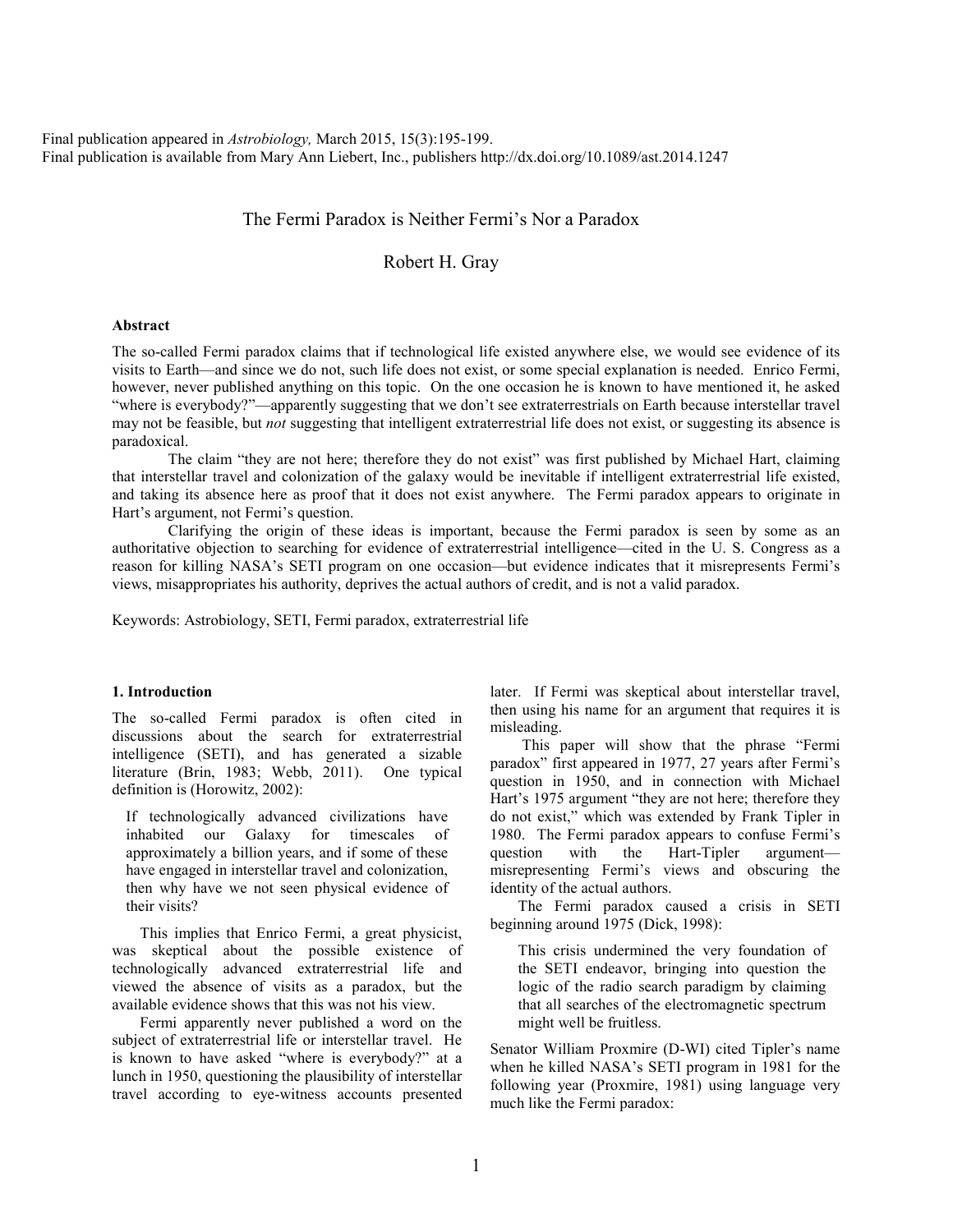Final publication appeared in *Astrobiology,* March 2015, 15(3):195-199.
Final publication is available from Mary Ann Liebert, Inc., publishers http://dx.doi.org/10.1089/ast.2014.1247

# The Fermi Paradox is Neither Fermi's Nor a Paradox

Robert H. Gray

### Abstract

The so-called Fermi paradox claims that if technological life existed anywhere else, we would see evidence of its visits to Earth—and since we do not, such life does not exist, or some special explanation is needed. Enrico Fermi, however, never published anything on this topic. On the one occasion he is known to have mentioned it, he asked "where is everybody?"—apparently suggesting that we don't see extraterrestrials on Earth because interstellar travel may not be feasible, but *not* suggesting that intelligent extraterrestrial life does not exist, or suggesting its absence is paradoxical.

The claim "they are not here; therefore they do not exist" was first published by Michael Hart, claiming that interstellar travel and colonization of the galaxy would be inevitable if intelligent extraterrestrial life existed, and taking its absence here as proof that it does not exist anywhere. The Fermi paradox appears to originate in Hart's argument, not Fermi's question.

Clarifying the origin of these ideas is important, because the Fermi paradox is seen by some as an authoritative objection to searching for evidence of extraterrestrial intelligence—cited in the U. S. Congress as a reason for killing NASA's SETI program on one occasion—but evidence indicates that it misrepresents Fermi's views, misappropriates his authority, deprives the actual authors of credit, and is not a valid paradox.

Keywords: Astrobiology, SETI, Fermi paradox, extraterrestrial life

## 1. Introduction

The so-called Fermi paradox is often cited in discussions about the search for extraterrestrial intelligence (SETI), and has generated a sizable literature (Brin, 1983; Webb, 2011). One typical definition is (Horowitz, 2002):

> If technologically advanced civilizations have inhabited our Galaxy for timescales of approximately a billion years, and if some of these have engaged in interstellar travel and colonization, then why have we not seen physical evidence of their visits?

This implies that Enrico Fermi, a great physicist, was skeptical about the possible existence of technologically advanced extraterrestrial life and viewed the absence of visits as a paradox, but the available evidence shows that this was not his view.

Fermi apparently never published a word on the subject of extraterrestrial life or interstellar travel. He is known to have asked "where is everybody?" at a lunch in 1950, questioning the plausibility of interstellar travel according to eye-witness accounts presented later. If Fermi was skeptical about interstellar travel, then using his name for an argument that requires it is misleading.

This paper will show that the phrase "Fermi paradox" first appeared in 1977, 27 years after Fermi's question in 1950, and in connection with Michael Hart's 1975 argument "they are not here; therefore they do not exist," which was extended by Frank Tipler in 1980. The Fermi paradox appears to confuse Fermi's question with the Hart-Tipler argument—misrepresenting Fermi's views and obscuring the identity of the actual authors.

The Fermi paradox caused a crisis in SETI beginning around 1975 (Dick, 1998):

> This crisis undermined the very foundation of the SETI endeavor, bringing into question the logic of the radio search paradigm by claiming that all searches of the electromagnetic spectrum might well be fruitless.

Senator William Proxmire (D-WI) cited Tipler's name when he killed NASA's SETI program in 1981 for the following year (Proxmire, 1981) using language very much like the Fermi paradox: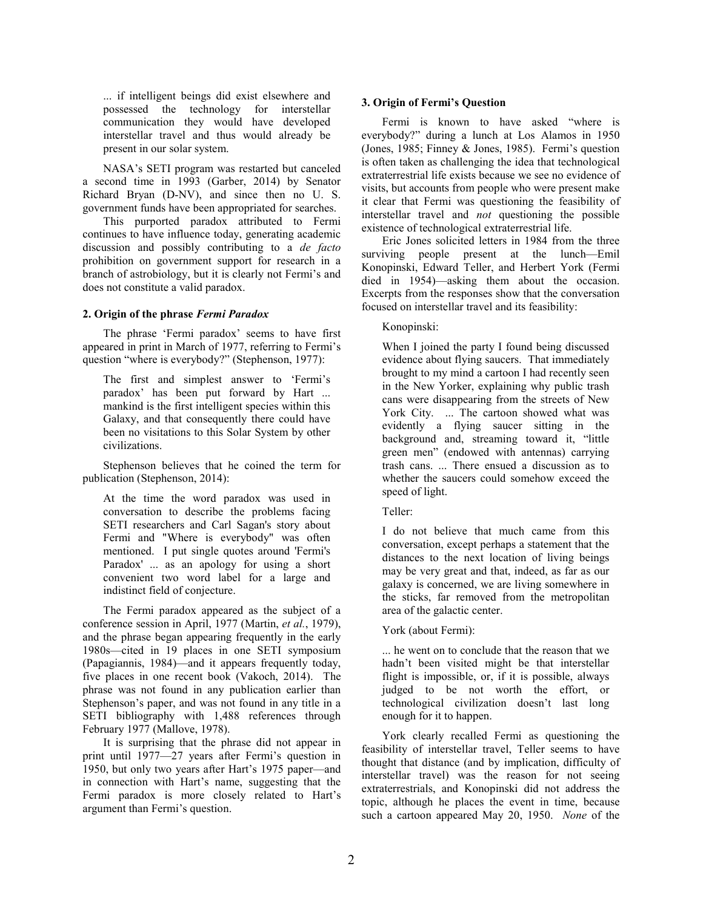> ... if intelligent beings did exist elsewhere and possessed the technology for interstellar communication they would have developed interstellar travel and thus would already be present in our solar system.

NASA's SETI program was restarted but canceled a second time in 1993 (Garber, 2014) by Senator Richard Bryan (D-NV), and since then no U. S. government funds have been appropriated for searches.

This purported paradox attributed to Fermi continues to have influence today, generating academic discussion and possibly contributing to a *de facto* prohibition on government support for research in a branch of astrobiology, but it is clearly not Fermi's and does not constitute a valid paradox.

## 2. Origin of the phrase *Fermi Paradox*

The phrase 'Fermi paradox' seems to have first appeared in print in March of 1977, referring to Fermi's question "where is everybody?" (Stephenson, 1977):

> The first and simplest answer to 'Fermi's paradox' has been put forward by Hart ... mankind is the first intelligent species within this Galaxy, and that consequently there could have been no visitations to this Solar System by other civilizations.

Stephenson believes that he coined the term for publication (Stephenson, 2014):

> At the time the word paradox was used in conversation to describe the problems facing SETI researchers and Carl Sagan's story about Fermi and "Where is everybody" was often mentioned. I put single quotes around 'Fermi's Paradox' ... as an apology for using a short convenient two word label for a large and indistinct field of conjecture.

The Fermi paradox appeared as the subject of a conference session in April, 1977 (Martin, *et al.*, 1979), and the phrase began appearing frequently in the early 1980s—cited in 19 places in one SETI symposium (Papagiannis, 1984)—and it appears frequently today, five places in one recent book (Vakoch, 2014). The phrase was not found in any publication earlier than Stephenson's paper, and was not found in any title in a SETI bibliography with 1,488 references through February 1977 (Mallove, 1978).

It is surprising that the phrase did not appear in print until 1977—27 years after Fermi's question in 1950, but only two years after Hart's 1975 paper—and in connection with Hart's name, suggesting that the Fermi paradox is more closely related to Hart's argument than Fermi's question.

## 3. Origin of Fermi's Question

Fermi is known to have asked "where is everybody?" during a lunch at Los Alamos in 1950 (Jones, 1985; Finney & Jones, 1985). Fermi's question is often taken as challenging the idea that technological extraterrestrial life exists because we see no evidence of visits, but accounts from people who were present make it clear that Fermi was questioning the feasibility of interstellar travel and *not* questioning the possible existence of technological extraterrestrial life.

Eric Jones solicited letters in 1984 from the three surviving people present at the lunch—Emil Konopinski, Edward Teller, and Herbert York (Fermi died in 1954)—asking them about the occasion. Excerpts from the responses show that the conversation focused on interstellar travel and its feasibility:

Konopinski:

> When I joined the party I found being discussed evidence about flying saucers. That immediately brought to my mind a cartoon I had recently seen in the New Yorker, explaining why public trash cans were disappearing from the streets of New York City. ... The cartoon showed what was evidently a flying saucer sitting in the background and, streaming toward it, "little green men" (endowed with antennas) carrying trash cans. ... There ensued a discussion as to whether the saucers could somehow exceed the speed of light.

Teller:

> I do not believe that much came from this conversation, except perhaps a statement that the distances to the next location of living beings may be very great and that, indeed, as far as our galaxy is concerned, we are living somewhere in the sticks, far removed from the metropolitan area of the galactic center.

York (about Fermi):

> ... he went on to conclude that the reason that we hadn't been visited might be that interstellar flight is impossible, or, if it is possible, always judged to be not worth the effort, or technological civilization doesn't last long enough for it to happen.

York clearly recalled Fermi as questioning the feasibility of interstellar travel, Teller seems to have thought that distance (and by implication, difficulty of interstellar travel) was the reason for not seeing extraterrestrials, and Konopinski did not address the topic, although he places the event in time, because such a cartoon appeared May 20, 1950. *None* of the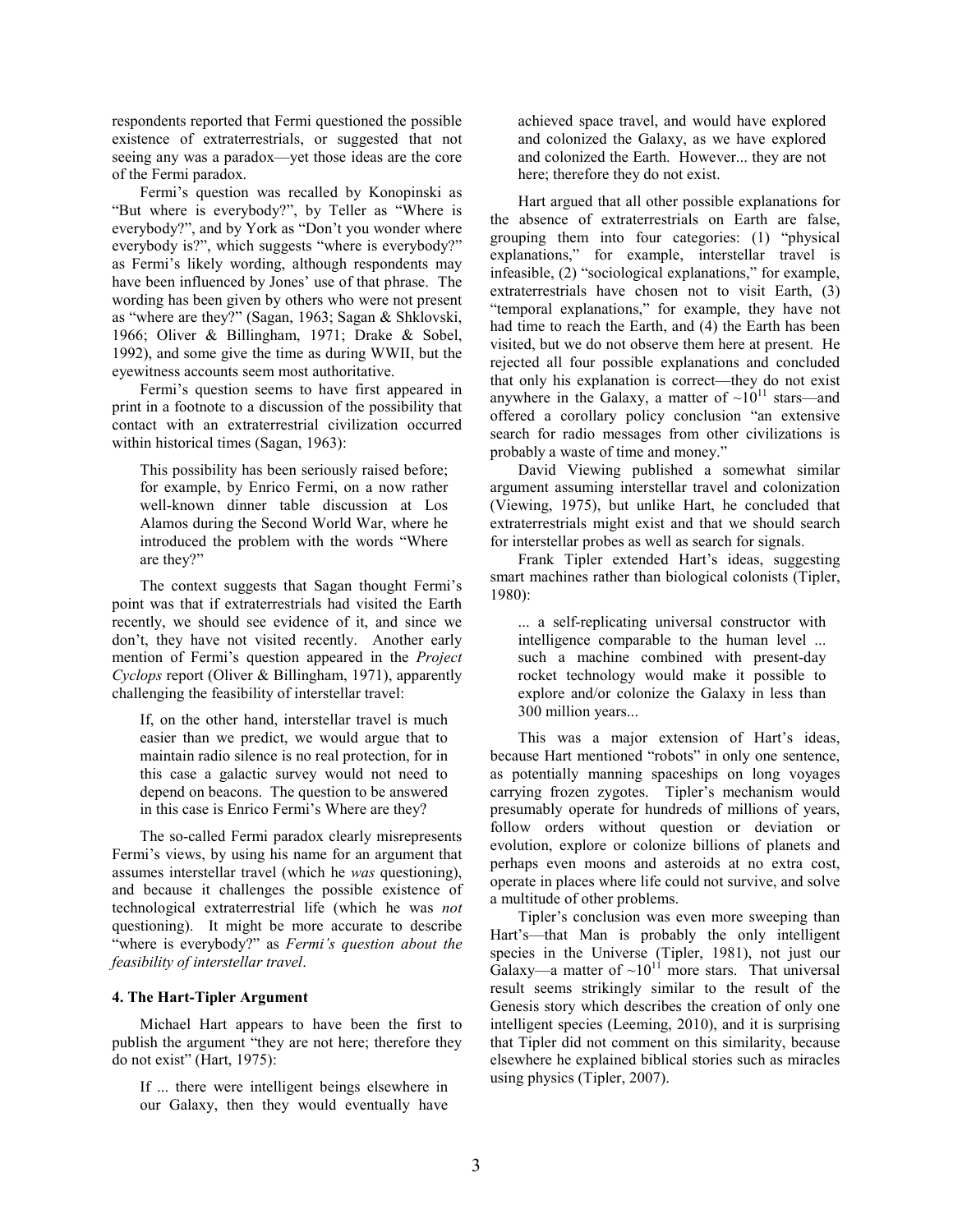respondents reported that Fermi questioned the possible existence of extraterrestrials, or suggested that not seeing any was a paradox—yet those ideas are the core of the Fermi paradox.

Fermi's question was recalled by Konopinski as "But where is everybody?", by Teller as "Where is everybody?", and by York as "Don't you wonder where everybody is?", which suggests "where is everybody?" as Fermi's likely wording, although respondents may have been influenced by Jones' use of that phrase. The wording has been given by others who were not present as "where are they?" (Sagan, 1963; Sagan & Shklovski, 1966; Oliver & Billingham, 1971; Drake & Sobel, 1992), and some give the time as during WWII, but the eyewitness accounts seem most authoritative.

Fermi's question seems to have first appeared in print in a footnote to a discussion of the possibility that contact with an extraterrestrial civilization occurred within historical times (Sagan, 1963):

> This possibility has been seriously raised before; for example, by Enrico Fermi, on a now rather well-known dinner table discussion at Los Alamos during the Second World War, where he introduced the problem with the words "Where are they?"

The context suggests that Sagan thought Fermi's point was that if extraterrestrials had visited the Earth recently, we should see evidence of it, and since we don't, they have not visited recently. Another early mention of Fermi's question appeared in the *Project Cyclops* report (Oliver & Billingham, 1971), apparently challenging the feasibility of interstellar travel:

> If, on the other hand, interstellar travel is much easier than we predict, we would argue that to maintain radio silence is no real protection, for in this case a galactic survey would not need to depend on beacons. The question to be answered in this case is Enrico Fermi's Where are they?

The so-called Fermi paradox clearly misrepresents Fermi's views, by using his name for an argument that assumes interstellar travel (which he *was* questioning), and because it challenges the possible existence of technological extraterrestrial life (which he was *not* questioning). It might be more accurate to describe "where is everybody?" as *Fermi's question about the feasibility of interstellar travel*.

#### 4. The Hart-Tipler Argument

Michael Hart appears to have been the first to publish the argument "they are not here; therefore they do not exist" (Hart, 1975):

> If ... there were intelligent beings elsewhere in our Galaxy, then they would eventually have achieved space travel, and would have explored and colonized the Galaxy, as we have explored and colonized the Earth. However... they are not here; therefore they do not exist.

Hart argued that all other possible explanations for the absence of extraterrestrials on Earth are false, grouping them into four categories: (1) "physical explanations," for example, interstellar travel is infeasible, (2) "sociological explanations," for example, extraterrestrials have chosen not to visit Earth, (3) "temporal explanations," for example, they have not had time to reach the Earth, and (4) the Earth has been visited, but we do not observe them here at present. He rejected all four possible explanations and concluded that only his explanation is correct—they do not exist anywhere in the Galaxy, a matter of $\sim 10^{11}$ stars—and offered a corollary policy conclusion "an extensive search for radio messages from other civilizations is probably a waste of time and money."

David Viewing published a somewhat similar argument assuming interstellar travel and colonization (Viewing, 1975), but unlike Hart, he concluded that extraterrestrials might exist and that we should search for interstellar probes as well as search for signals.

Frank Tipler extended Hart's ideas, suggesting smart machines rather than biological colonists (Tipler, 1980):

> ... a self-replicating universal constructor with intelligence comparable to the human level ... such a machine combined with present-day rocket technology would make it possible to explore and/or colonize the Galaxy in less than 300 million years...

This was a major extension of Hart's ideas, because Hart mentioned "robots" in only one sentence, as potentially manning spaceships on long voyages carrying frozen zygotes. Tipler's mechanism would presumably operate for hundreds of millions of years, follow orders without question or deviation or evolution, explore or colonize billions of planets and perhaps even moons and asteroids at no extra cost, operate in places where life could not survive, and solve a multitude of other problems.

Tipler's conclusion was even more sweeping than Hart's—that Man is probably the only intelligent species in the Universe (Tipler, 1981), not just our Galaxy—a matter of $\sim 10^{11}$ more stars. That universal result seems strikingly similar to the result of the Genesis story which describes the creation of only one intelligent species (Leeming, 2010), and it is surprising that Tipler did not comment on this similarity, because elsewhere he explained biblical stories such as miracles using physics (Tipler, 2007).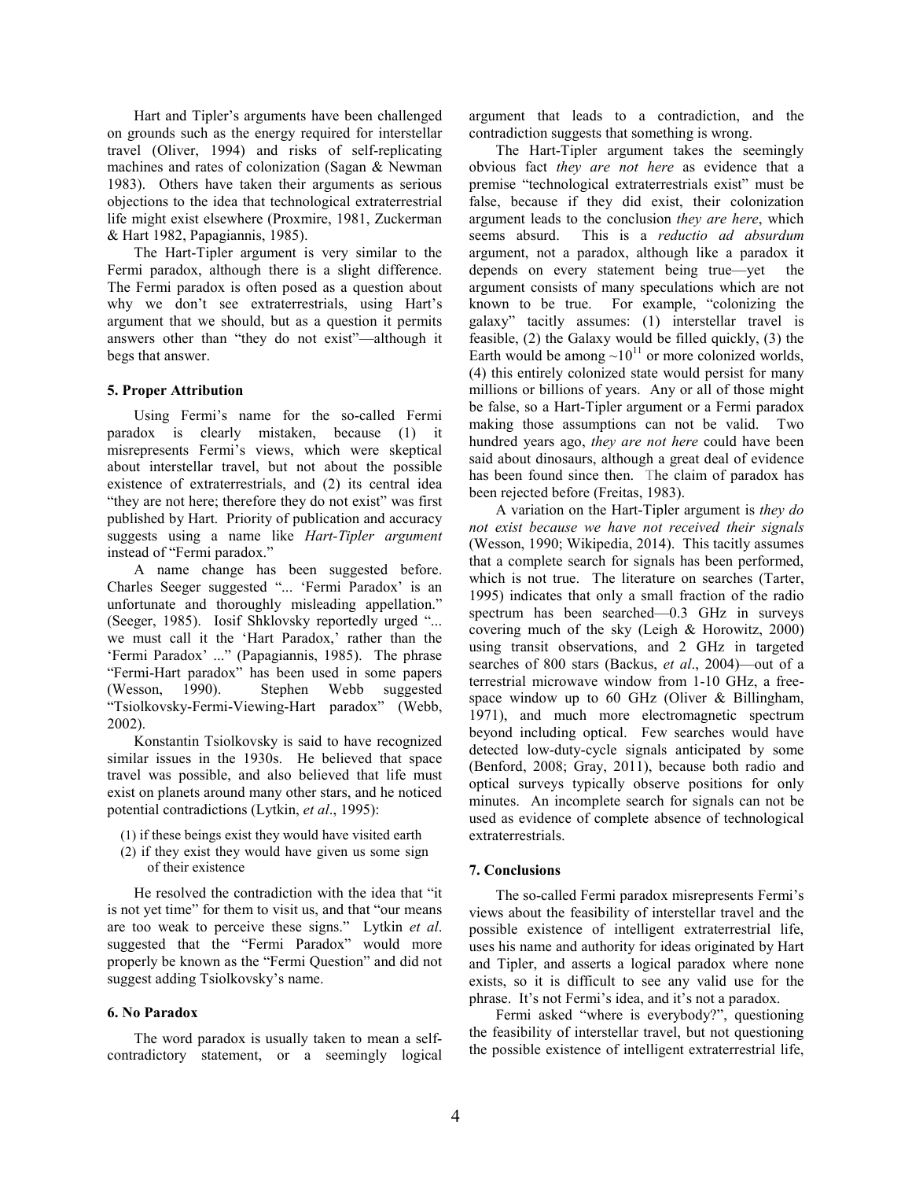Hart and Tipler's arguments have been challenged on grounds such as the energy required for interstellar travel (Oliver, 1994) and risks of self-replicating machines and rates of colonization (Sagan & Newman 1983). Others have taken their arguments as serious objections to the idea that technological extraterrestrial life might exist elsewhere (Proxmire, 1981, Zuckerman & Hart 1982, Papagiannis, 1985).

The Hart-Tipler argument is very similar to the Fermi paradox, although there is a slight difference. The Fermi paradox is often posed as a question about why we don't see extraterrestrials, using Hart's argument that we should, but as a question it permits answers other than "they do not exist"—although it begs that answer.

### 5. Proper Attribution

Using Fermi's name for the so-called Fermi paradox is clearly mistaken, because (1) it misrepresents Fermi's views, which were skeptical about interstellar travel, but not about the possible existence of extraterrestrials, and (2) its central idea "they are not here; therefore they do not exist" was first published by Hart. Priority of publication and accuracy suggests using a name like *Hart-Tipler argument* instead of "Fermi paradox."

A name change has been suggested before. Charles Seeger suggested "... 'Fermi Paradox' is an unfortunate and thoroughly misleading appellation." (Seeger, 1985). Iosif Shklovsky reportedly urged "... we must call it the 'Hart Paradox,' rather than the 'Fermi Paradox' ..." (Papagiannis, 1985). The phrase "Fermi-Hart paradox" has been used in some papers (Wesson, 1990). Stephen Webb suggested "Tsiolkovsky-Fermi-Viewing-Hart paradox" (Webb, 2002).

Konstantin Tsiolkovsky is said to have recognized similar issues in the 1930s. He believed that space travel was possible, and also believed that life must exist on planets around many other stars, and he noticed potential contradictions (Lytkin, *et al*., 1995):

(1) if these beings exist they would have visited earth
(2) if they exist they would have given us some sign of their existence

He resolved the contradiction with the idea that "it is not yet time" for them to visit us, and that "our means are too weak to perceive these signs." Lytkin *et al*. suggested that the "Fermi Paradox" would more properly be known as the "Fermi Question" and did not suggest adding Tsiolkovsky's name.

### 6. No Paradox

The word paradox is usually taken to mean a self-contradictory statement, or a seemingly logical argument that leads to a contradiction, and the contradiction suggests that something is wrong.

The Hart-Tipler argument takes the seemingly obvious fact *they are not here* as evidence that a premise "technological extraterrestrials exist" must be false, because if they did exist, their colonization argument leads to the conclusion *they are here*, which seems absurd. This is a *reductio ad absurdum* argument, not a paradox, although like a paradox it depends on every statement being true—yet the argument consists of many speculations which are not known to be true. For example, "colonizing the galaxy" tacitly assumes: (1) interstellar travel is feasible, (2) the Galaxy would be filled quickly, (3) the Earth would be among $\sim 10^{11}$ or more colonized worlds, (4) this entirely colonized state would persist for many millions or billions of years. Any or all of those might be false, so a Hart-Tipler argument or a Fermi paradox making those assumptions can not be valid. Two hundred years ago, *they are not here* could have been said about dinosaurs, although a great deal of evidence has been found since then. The claim of paradox has been rejected before (Freitas, 1983).

A variation on the Hart-Tipler argument is *they do not exist because we have not received their signals* (Wesson, 1990; Wikipedia, 2014). This tacitly assumes that a complete search for signals has been performed, which is not true. The literature on searches (Tarter, 1995) indicates that only a small fraction of the radio spectrum has been searched—0.3 GHz in surveys covering much of the sky (Leigh & Horowitz, 2000) using transit observations, and 2 GHz in targeted searches of 800 stars (Backus, *et al*., 2004)—out of a terrestrial microwave window from 1-10 GHz, a free-space window up to 60 GHz (Oliver & Billingham, 1971), and much more electromagnetic spectrum beyond including optical. Few searches would have detected low-duty-cycle signals anticipated by some (Benford, 2008; Gray, 2011), because both radio and optical surveys typically observe positions for only minutes. An incomplete search for signals can not be used as evidence of complete absence of technological extraterrestrials.

### 7. Conclusions

The so-called Fermi paradox misrepresents Fermi's views about the feasibility of interstellar travel and the possible existence of intelligent extraterrestrial life, uses his name and authority for ideas originated by Hart and Tipler, and asserts a logical paradox where none exists, so it is difficult to see any valid use for the phrase. It's not Fermi's idea, and it's not a paradox.

Fermi asked "where is everybody?", questioning the feasibility of interstellar travel, but not questioning the possible existence of intelligent extraterrestrial life,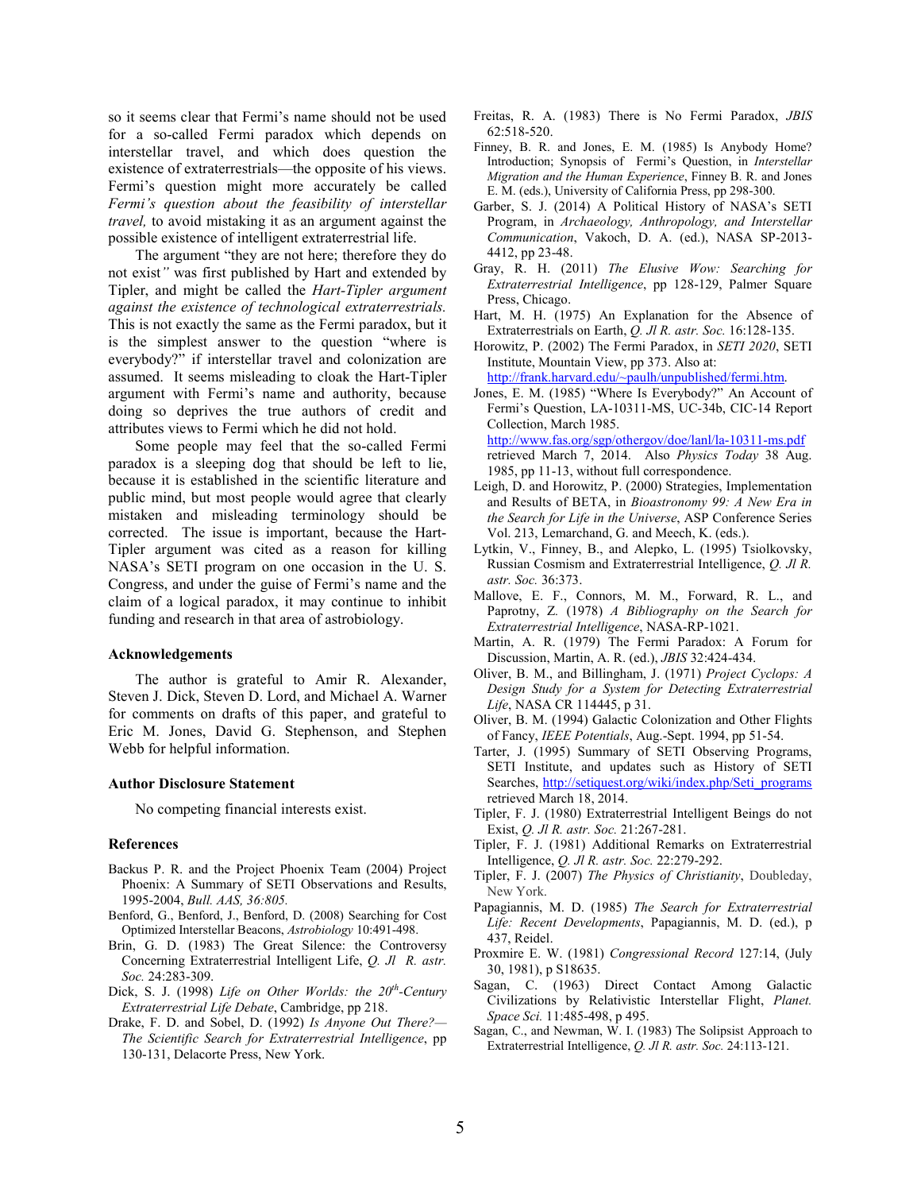so it seems clear that Fermi's name should not be used for a so-called Fermi paradox which depends on interstellar travel, and which does question the existence of extraterrestrials—the opposite of his views. Fermi's question might more accurately be called *Fermi's question about the feasibility of interstellar travel,* to avoid mistaking it as an argument against the possible existence of intelligent extraterrestrial life.

The argument "they are not here; therefore they do not exist*"* was first published by Hart and extended by Tipler, and might be called the *Hart-Tipler argument against the existence of technological extraterrestrials.* This is not exactly the same as the Fermi paradox, but it is the simplest answer to the question "where is everybody?" if interstellar travel and colonization are assumed. It seems misleading to cloak the Hart-Tipler argument with Fermi's name and authority, because doing so deprives the true authors of credit and attributes views to Fermi which he did not hold.

Some people may feel that the so-called Fermi paradox is a sleeping dog that should be left to lie, because it is established in the scientific literature and public mind, but most people would agree that clearly mistaken and misleading terminology should be corrected. The issue is important, because the Hart-Tipler argument was cited as a reason for killing NASA's SETI program on one occasion in the U. S. Congress, and under the guise of Fermi's name and the claim of a logical paradox, it may continue to inhibit funding and research in that area of astrobiology.

### Acknowledgements

The author is grateful to Amir R. Alexander, Steven J. Dick, Steven D. Lord, and Michael A. Warner for comments on drafts of this paper, and grateful to Eric M. Jones, David G. Stephenson, and Stephen Webb for helpful information.

### Author Disclosure Statement

No competing financial interests exist.

### References

Backus P. R. and the Project Phoenix Team (2004) Project Phoenix: A Summary of SETI Observations and Results, 1995-2004, *Bull. AAS, 36:805.*

Benford, G., Benford, J., Benford, D. (2008) Searching for Cost Optimized Interstellar Beacons, *Astrobiology* 10:491-498.

Brin, G. D. (1983) The Great Silence: the Controversy Concerning Extraterrestrial Intelligent Life, *Q. Jl R. astr. Soc.* 24:283-309.

Dick, S. J. (1998) *Life on Other Worlds: the 20th-Century Extraterrestrial Life Debate*, Cambridge, pp 218.

Drake, F. D. and Sobel, D. (1992) *Is Anyone Out There?—The Scientific Search for Extraterrestrial Intelligence*, pp 130-131, Delacorte Press, New York.

Freitas, R. A. (1983) There is No Fermi Paradox, *JBIS* 62:518-520.

Finney, B. R. and Jones, E. M. (1985) Is Anybody Home? Introduction; Synopsis of Fermi's Question, in *Interstellar Migration and the Human Experience*, Finney B. R. and Jones E. M. (eds.), University of California Press, pp 298-300.

Garber, S. J. (2014) A Political History of NASA's SETI Program, in *Archaeology, Anthropology, and Interstellar Communication*, Vakoch, D. A. (ed.), NASA SP-2013-4412, pp 23-48.

Gray, R. H. (2011) *The Elusive Wow: Searching for Extraterrestrial Intelligence*, pp 128-129, Palmer Square Press, Chicago.

Hart, M. H. (1975) An Explanation for the Absence of Extraterrestrials on Earth, *Q. Jl R. astr. Soc.* 16:128-135.

Horowitz, P. (2002) The Fermi Paradox, in *SETI 2020*, SETI Institute, Mountain View, pp 373. Also at: http://frank.harvard.edu/~paulh/unpublished/fermi.htm.

Jones, E. M. (1985) "Where Is Everybody?" An Account of Fermi's Question, LA-10311-MS, UC-34b, CIC-14 Report Collection, March 1985. http://www.fas.org/sgp/othergov/doe/lanl/la-10311-ms.pdf retrieved March 7, 2014. Also *Physics Today* 38 Aug. 1985, pp 11-13, without full correspondence.

Leigh, D. and Horowitz, P. (2000) Strategies, Implementation and Results of BETA, in *Bioastronomy 99: A New Era in the Search for Life in the Universe*, ASP Conference Series Vol. 213, Lemarchand, G. and Meech, K. (eds.).

Lytkin, V., Finney, B., and Alepko, L. (1995) Tsiolkovsky, Russian Cosmism and Extraterrestrial Intelligence, *Q. Jl R. astr. Soc.* 36:373.

Mallove, E. F., Connors, M. M., Forward, R. L., and Paprotny, Z. (1978) *A Bibliography on the Search for Extraterrestrial Intelligence*, NASA-RP-1021.

Martin, A. R. (1979) The Fermi Paradox: A Forum for Discussion, Martin, A. R. (ed.), *JBIS* 32:424-434.

Oliver, B. M., and Billingham, J. (1971) *Project Cyclops: A Design Study for a System for Detecting Extraterrestrial Life*, NASA CR 114445, p 31.

Oliver, B. M. (1994) Galactic Colonization and Other Flights of Fancy, *IEEE Potentials*, Aug.-Sept. 1994, pp 51-54.

Tarter, J. (1995) Summary of SETI Observing Programs, SETI Institute, and updates such as History of SETI Searches, http://setiquest.org/wiki/index.php/Seti_programs retrieved March 18, 2014.

Tipler, F. J. (1980) Extraterrestrial Intelligent Beings do not Exist, *Q. Jl R. astr. Soc.* 21:267-281.

Tipler, F. J. (1981) Additional Remarks on Extraterrestrial Intelligence, *Q. Jl R. astr. Soc.* 22:279-292.

Tipler, F. J. (2007) *The Physics of Christianity*, Doubleday, New York.

Papagiannis, M. D. (1985) *The Search for Extraterrestrial Life: Recent Developments*, Papagiannis, M. D. (ed.), p 437, Reidel.

Proxmire E. W. (1981) *Congressional Record* 127:14, (July 30, 1981), p S18635.

Sagan, C. (1963) Direct Contact Among Galactic Civilizations by Relativistic Interstellar Flight, *Planet. Space Sci.* 11:485-498, p 495.

Sagan, C., and Newman, W. I. (1983) The Solipsist Approach to Extraterrestrial Intelligence, *Q. Jl R. astr. Soc.* 24:113-121.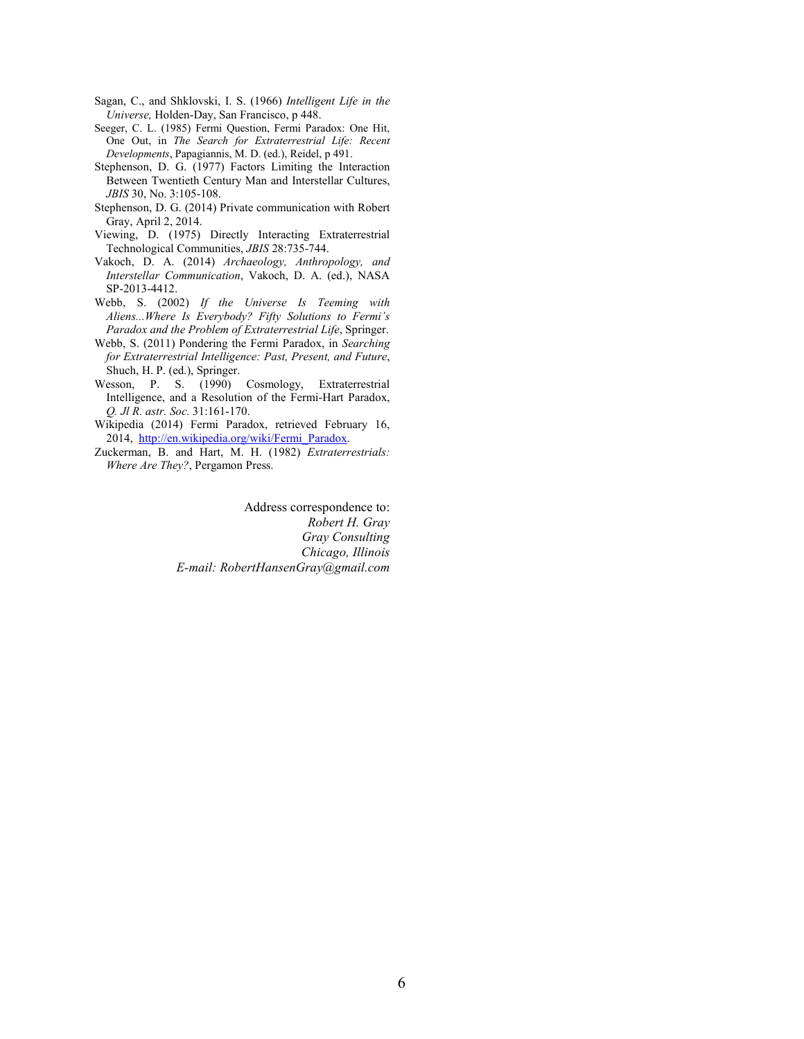Sagan, C., and Shklovski, I. S. (1966) *Intelligent Life in the Universe,* Holden-Day, San Francisco, p 448.

Seeger, C. L. (1985) Fermi Question, Fermi Paradox: One Hit, One Out, in *The Search for Extraterrestrial Life: Recent Developments*, Papagiannis, M. D. (ed.), Reidel, p 491.

Stephenson, D. G. (1977) Factors Limiting the Interaction Between Twentieth Century Man and Interstellar Cultures, *JBIS* 30, No. 3:105-108.

Stephenson, D. G. (2014) Private communication with Robert Gray, April 2, 2014.

Viewing, D. (1975) Directly Interacting Extraterrestrial Technological Communities, *JBIS* 28:735-744.

Vakoch, D. A. (2014) *Archaeology, Anthropology, and Interstellar Communication*, Vakoch, D. A. (ed.), NASA SP-2013-4412.

Webb, S. (2002) *If the Universe Is Teeming with Aliens...Where Is Everybody? Fifty Solutions to Fermi's Paradox and the Problem of Extraterrestrial Life*, Springer.

Webb, S. (2011) Pondering the Fermi Paradox, in *Searching for Extraterrestrial Intelligence: Past, Present, and Future*, Shuch, H. P. (ed.), Springer.

Wesson, P. S. (1990) Cosmology, Extraterrestrial Intelligence, and a Resolution of the Fermi-Hart Paradox, *Q. Jl R. astr. Soc.* 31:161-170.

Wikipedia (2014) Fermi Paradox, retrieved February 16, 2014, http://en.wikipedia.org/wiki/Fermi_Paradox.

Zuckerman, B. and Hart, M. H. (1982) *Extraterrestrials: Where Are They?*, Pergamon Press.

Address correspondence to:
*Robert H. Gray*
*Gray Consulting*
*Chicago, Illinois*
*E-mail: RobertHansenGray@gmail.com*